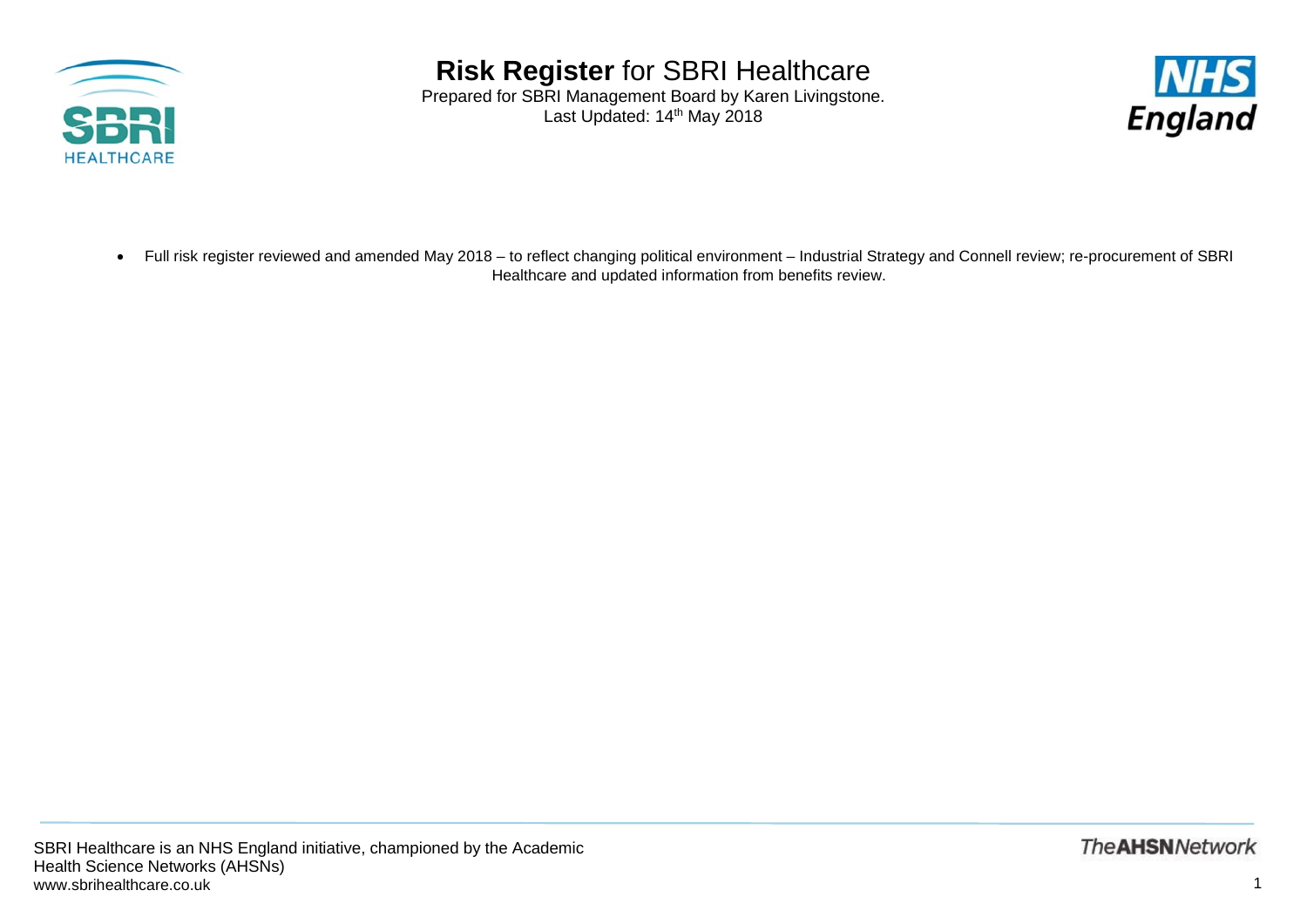# **Risk Register** for SBRI Healthcare

Prepared for SBRI Management Board by Karen Livingstone.
Last Updated: 14th May 2018

- Full risk register reviewed and amended May 2018 – to reflect changing political environment – Industrial Strategy and Connell review; re-procurement of SBRI Healthcare and updated information from benefits review.

SBRI Healthcare is an NHS England initiative, championed by the Academic Health Science Networks (AHSNs)
www.sbrihealthcare.co.uk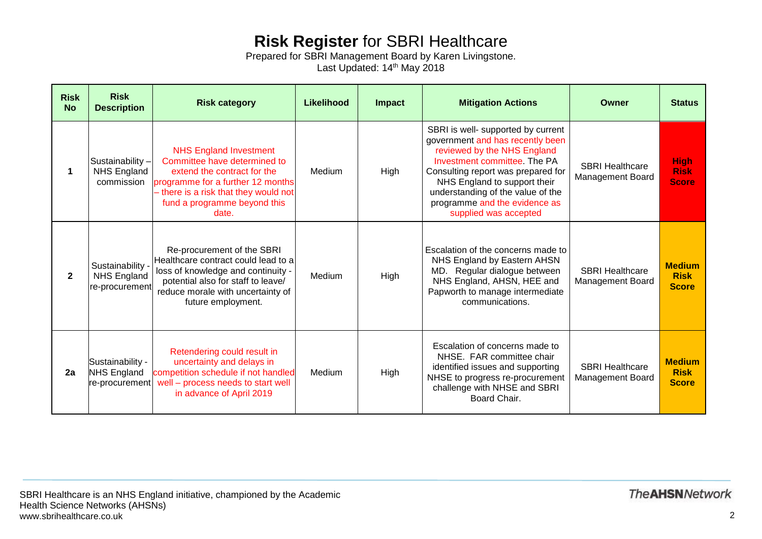# **Risk Register** for SBRI Healthcare

Prepared for SBRI Management Board by Karen Livingstone.
Last Updated: 14th May 2018

| Risk No | Risk Description | Risk category | Likelihood | Impact | Mitigation Actions | Owner | Status |
|---|---|---|---|---|---|---|---|
| **1** | Sustainability – NHS England commission | NHS England Investment Committee have determined to extend the contract for the programme for a further 12 months – there is a risk that they would not fund a programme beyond this date. | Medium | High | SBRI is well- supported by current government and has recently been reviewed by the NHS England Investment committee. The PA Consulting report was prepared for NHS England to support their understanding of the value of the programme and the evidence as supplied was accepted | SBRI Healthcare Management Board | **High Risk Score** |
| **2** | Sustainability - NHS England re-procurement | Re-procurement of the SBRI Healthcare contract could lead to a loss of knowledge and continuity - potential also for staff to leave/ reduce morale with uncertainty of future employment. | Medium | High | Escalation of the concerns made to NHS England by Eastern AHSN MD. Regular dialogue between NHS England, AHSN, HEE and Papworth to manage intermediate communications. | SBRI Healthcare Management Board | **Medium Risk Score** |
| **2a** | Sustainability - NHS England re-procurement | Retendering could result in uncertainty and delays in competition schedule if not handled well – process needs to start well in advance of April 2019 | Medium | High | Escalation of concerns made to NHSE. FAR committee chair identified issues and supporting NHSE to progress re-procurement challenge with NHSE and SBRI Board Chair. | SBRI Healthcare Management Board | **Medium Risk Score** |

SBRI Healthcare is an NHS England initiative, championed by the Academic Health Science Networks (AHSNs)
www.sbrihealthcare.co.uk

*The* **AHSN** *Network*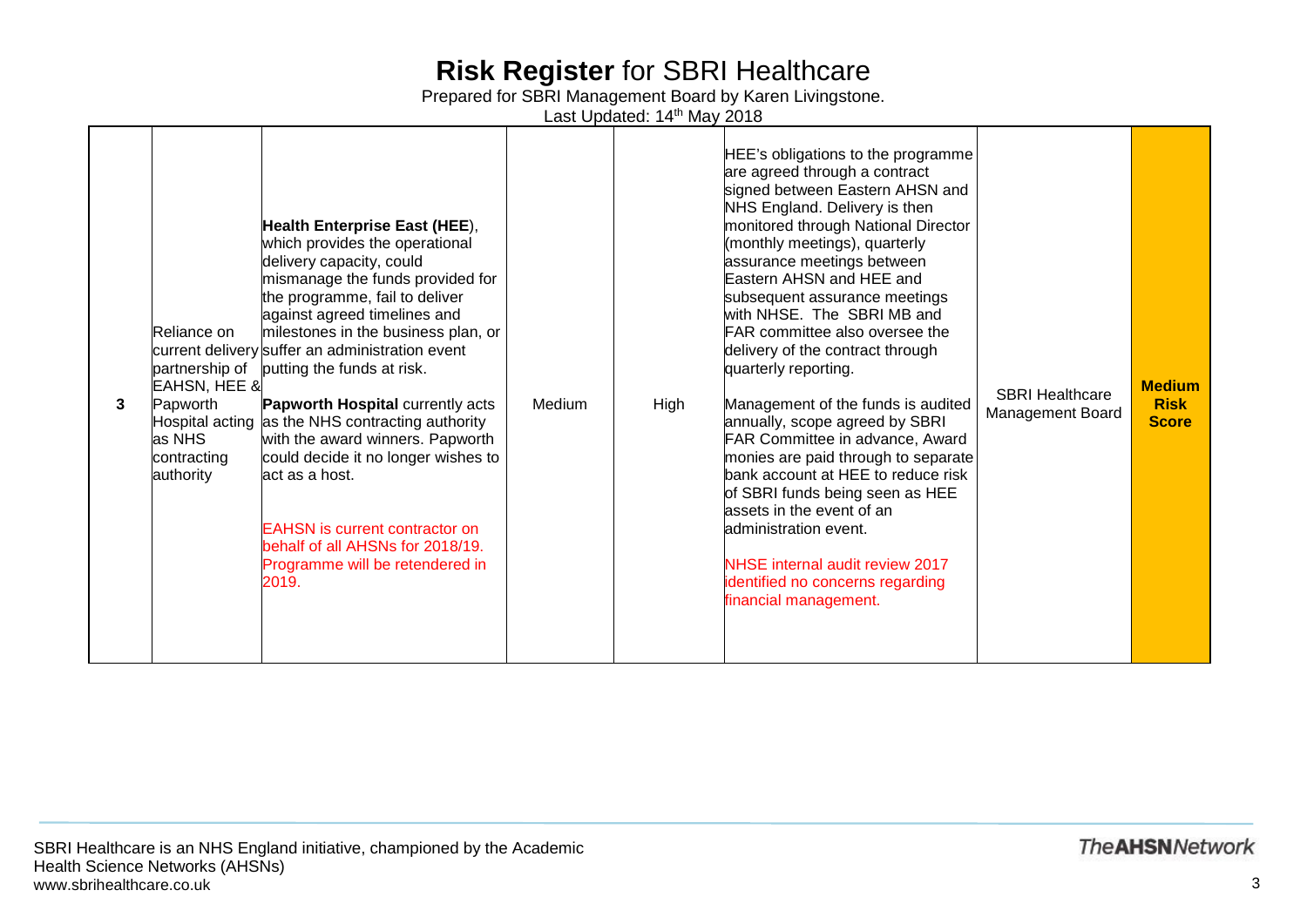# **Risk Register** for SBRI Healthcare

Prepared for SBRI Management Board by Karen Livingstone.

Last Updated: 14th May 2018

| | | | | | | | |
|---|---|---|---|---|---|---|---|
| 3 | Reliance on current delivery partnership of EAHSN, HEE & Papworth Hospital acting as NHS contracting authority | **Health Enterprise East (HEE**), which provides the operational delivery capacity, could mismanage the funds provided for the programme, fail to deliver against agreed timelines and milestones in the business plan, or suffer an administration event putting the funds at risk.<br><br>**Papworth Hospital** currently acts as the NHS contracting authority with the award winners. Papworth could decide it no longer wishes to act as a host.<br><br>EAHSN is current contractor on behalf of all AHSNs for 2018/19. Programme will be retendered in 2019. | Medium | High | HEE's obligations to the programme are agreed through a contract signed between Eastern AHSN and NHS England. Delivery is then monitored through National Director (monthly meetings), quarterly assurance meetings between Eastern AHSN and HEE and subsequent assurance meetings with NHSE. The SBRI MB and FAR committee also oversee the delivery of the contract through quarterly reporting.<br><br>Management of the funds is audited annually, scope agreed by SBRI FAR Committee in advance, Award monies are paid through to separate bank account at HEE to reduce risk of SBRI funds being seen as HEE assets in the event of an administration event.<br><br>NHSE internal audit review 2017 identified no concerns regarding financial management. | SBRI Healthcare Management Board | **Medium Risk Score** |

SBRI Healthcare is an NHS England initiative, championed by the Academic Health Science Networks (AHSNs)
www.sbrihealthcare.co.uk

*The***AHSN***Network*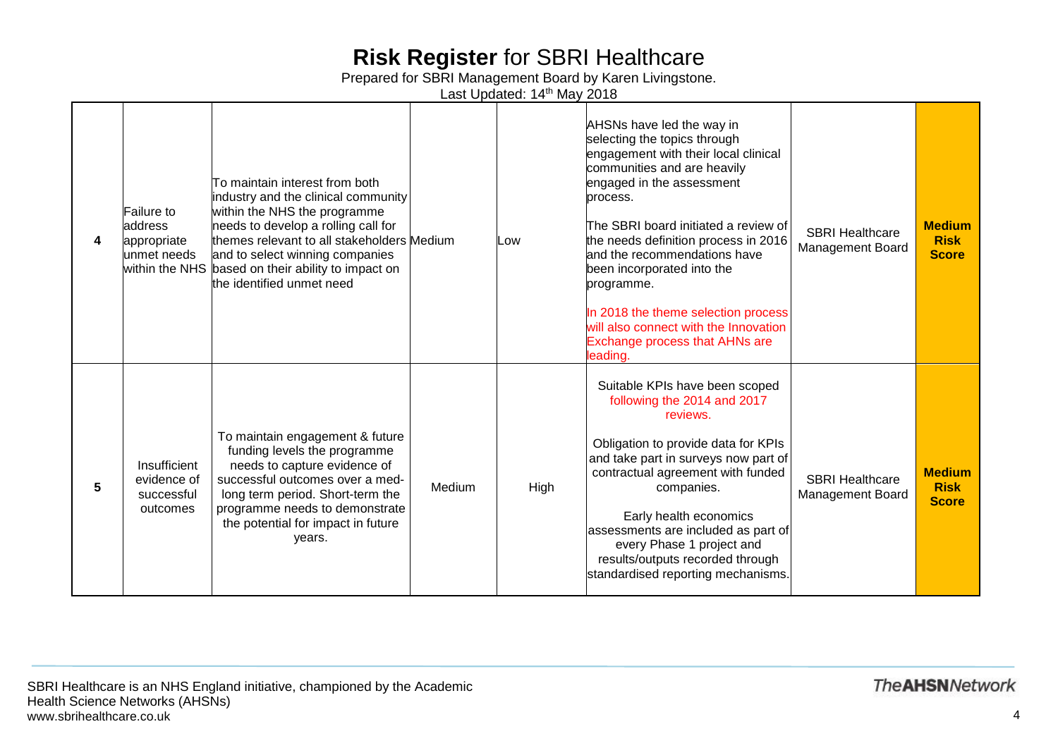# **Risk Register** for SBRI Healthcare

Prepared for SBRI Management Board by Karen Livingstone.

Last Updated: 14th May 2018

| | | | | | | | |
|---|---|---|---|---|---|---|---|
| **4** | Failure to address appropriate unmet needs within the NHS | To maintain interest from both industry and the clinical community within the NHS the programme needs to develop a rolling call for themes relevant to all stakeholders and to select winning companies based on their ability to impact on the identified unmet need | Medium | Low | AHSNs have led the way in selecting the topics through engagement with their local clinical communities and are heavily engaged in the assessment process.<br><br>The SBRI board initiated a review of the needs definition process in 2016 and the recommendations have been incorporated into the programme.<br><br>In 2018 the theme selection process will also connect with the Innovation Exchange process that AHNs are leading. | SBRI Healthcare Management Board | **Medium Risk Score** |
| **5** | Insufficient evidence of successful outcomes | To maintain engagement & future funding levels the programme needs to capture evidence of successful outcomes over a med-long term period. Short-term the programme needs to demonstrate the potential for impact in future years. | Medium | High | Suitable KPIs have been scoped following the 2014 and 2017 reviews.<br><br>Obligation to provide data for KPIs and take part in surveys now part of contractual agreement with funded companies.<br><br>Early health economics assessments are included as part of every Phase 1 project and results/outputs recorded through standardised reporting mechanisms. | SBRI Healthcare Management Board | **Medium Risk Score** |

SBRI Healthcare is an NHS England initiative, championed by the Academic Health Science Networks (AHSNs)
www.sbrihealthcare.co.uk

*The* **AHSN** *Network*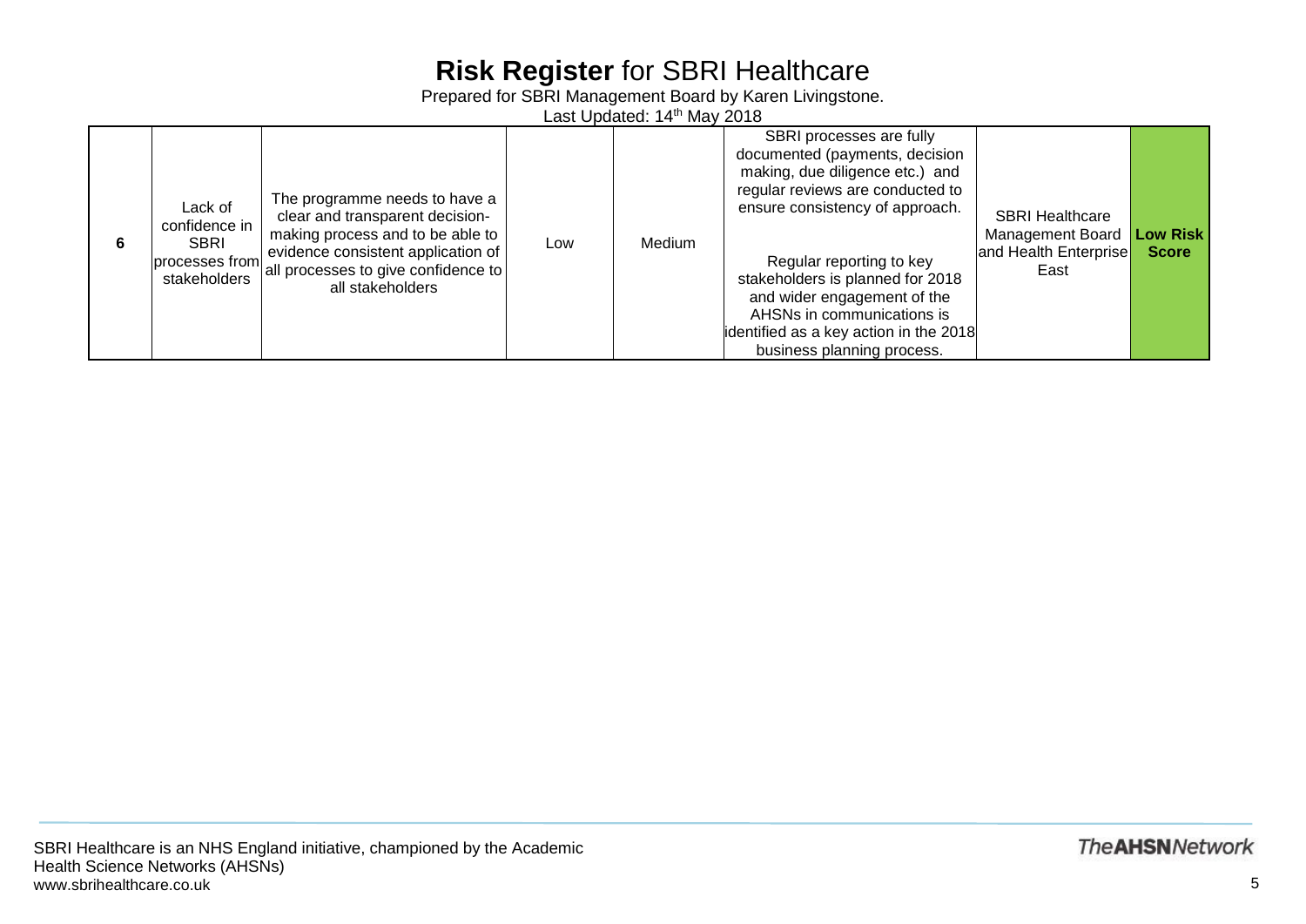# **Risk Register** for SBRI Healthcare

Prepared for SBRI Management Board by Karen Livingstone.

Last Updated: 14th May 2018

| | | | | | | | |
|---|---|---|---|---|---|---|---|
| **6** | Lack of confidence in SBRI processes from stakeholders | The programme needs to have a clear and transparent decision-making process and to be able to evidence consistent application of all processes to give confidence to all stakeholders | Low | Medium | SBRI processes are fully documented (payments, decision making, due diligence etc.) and regular reviews are conducted to ensure consistency of approach.<br><br>Regular reporting to key stakeholders is planned for 2018 and wider engagement of the AHSNs in communications is identified as a key action in the 2018 business planning process. | SBRI Healthcare Management Board and Health Enterprise East | **Low Risk Score** |

SBRI Healthcare is an NHS England initiative, championed by the Academic Health Science Networks (AHSNs)
www.sbrihealthcare.co.uk

The**AHSN***Network*